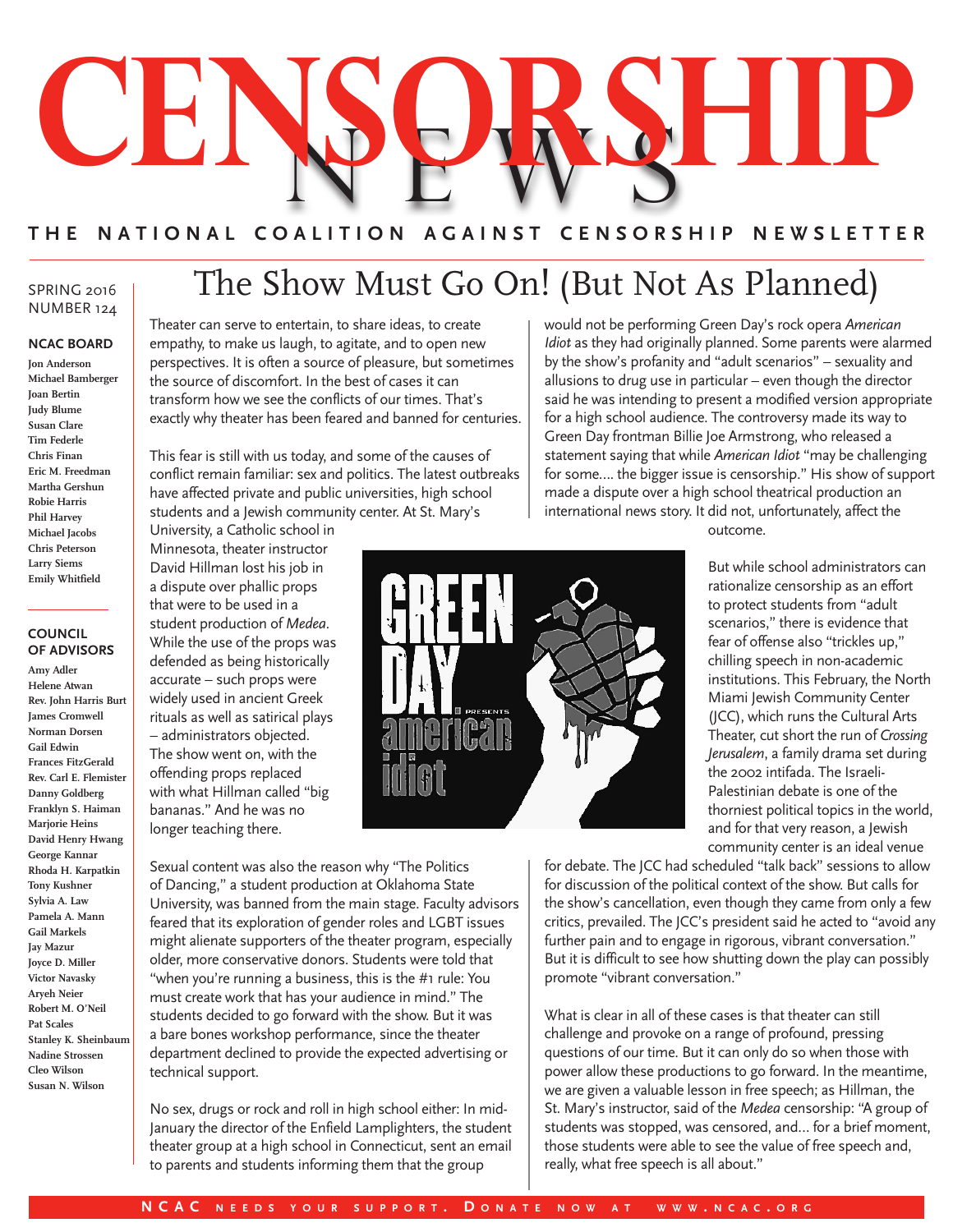# CENSORSHIP NEWS

**THE NATIONAL COALITION AGAINST CENSORSHIP NEWSLETTER**

SPRING 2016
NUMBER 124

**NCAC BOARD**

Jon Anderson
Michael Bamberger
Joan Bertin
Judy Blume
Susan Clare
Tim Federle
Chris Finan
Eric M. Freedman
Martha Gershun
Robie Harris
Phil Harvey
Michael Jacobs
Chris Peterson
Larry Siems
Emily Whitfield

**COUNCIL OF ADVISORS**

Amy Adler
Helene Atwan
Rev. John Harris Burt
James Cromwell
Norman Dorsen
Gail Edwin
Frances FitzGerald
Rev. Carl E. Flemister
Danny Goldberg
Franklyn S. Haiman
Marjorie Heins
David Henry Hwang
George Kannar
Rhoda H. Karpatkin
Tony Kushner
Sylvia A. Law
Pamela A. Mann
Gail Markels
Jay Mazur
Joyce D. Miller
Victor Navasky
Aryeh Neier
Robert M. O'Neil
Pat Scales
Stanley K. Sheinbaum
Nadine Strossen
Cleo Wilson
Susan N. Wilson

## The Show Must Go On! (But Not As Planned)

Theater can serve to entertain, to share ideas, to create empathy, to make us laugh, to agitate, and to open new perspectives. It is often a source of pleasure, but sometimes the source of discomfort. In the best of cases it can transform how we see the conflicts of our times. That's exactly why theater has been feared and banned for centuries.

This fear is still with us today, and some of the causes of conflict remain familiar: sex and politics. The latest outbreaks have affected private and public universities, high school students and a Jewish community center. At St. Mary's University, a Catholic school in Minnesota, theater instructor David Hillman lost his job in a dispute over phallic props that were to be used in a student production of *Medea*. While the use of the props was defended as being historically accurate – such props were widely used in ancient Greek rituals as well as satirical plays – administrators objected. The show went on, with the offending props replaced with what Hillman called "big bananas." And he was no longer teaching there.

Sexual content was also the reason why "The Politics of Dancing," a student production at Oklahoma State University, was banned from the main stage. Faculty advisors feared that its exploration of gender roles and LGBT issues might alienate supporters of the theater program, especially older, more conservative donors. Students were told that "when you're running a business, this is the #1 rule: You must create work that has your audience in mind." The students decided to go forward with the show. But it was a bare bones workshop performance, since the theater department declined to provide the expected advertising or technical support.

No sex, drugs or rock and roll in high school either: In mid-January the director of the Enfield Lamplighters, the student theater group at a high school in Connecticut, sent an email to parents and students informing them that the group would not be performing Green Day's rock opera *American Idiot* as they had originally planned. Some parents were alarmed by the show's profanity and "adult scenarios" – sexuality and allusions to drug use in particular – even though the director said he was intending to present a modified version appropriate for a high school audience. The controversy made its way to Green Day frontman Billie Joe Armstrong, who released a statement saying that while *American Idiot* "may be challenging for some.... the bigger issue is censorship." His show of support made a dispute over a high school theatrical production an international news story. It did not, unfortunately, affect the outcome.

But while school administrators can rationalize censorship as an effort to protect students from "adult scenarios," there is evidence that fear of offense also "trickles up," chilling speech in non-academic institutions. This February, the North Miami Jewish Community Center (JCC), which runs the Cultural Arts Theater, cut short the run of *Crossing Jerusalem*, a family drama set during the 2002 intifada. The Israeli-Palestinian debate is one of the thorniest political topics in the world, and for that very reason, a Jewish community center is an ideal venue for debate. The JCC had scheduled "talk back" sessions to allow for discussion of the political context of the show. But calls for the show's cancellation, even though they came from only a few critics, prevailed. The JCC's president said he acted to "avoid any further pain and to engage in rigorous, vibrant conversation." But it is difficult to see how shutting down the play can possibly promote "vibrant conversation."

What is clear in all of these cases is that theater can still challenge and provoke on a range of profound, pressing questions of our time. But it can only do so when those with power allow these productions to go forward. In the meantime, we are given a valuable lesson in free speech; as Hillman, the St. Mary's instructor, said of the *Medea* censorship: "A group of students was stopped, was censored, and... for a brief moment, those students were able to see the value of free speech and, really, what free speech is all about."

**NCAC NEEDS YOUR SUPPORT. DONATE NOW AT WWW.NCAC.ORG**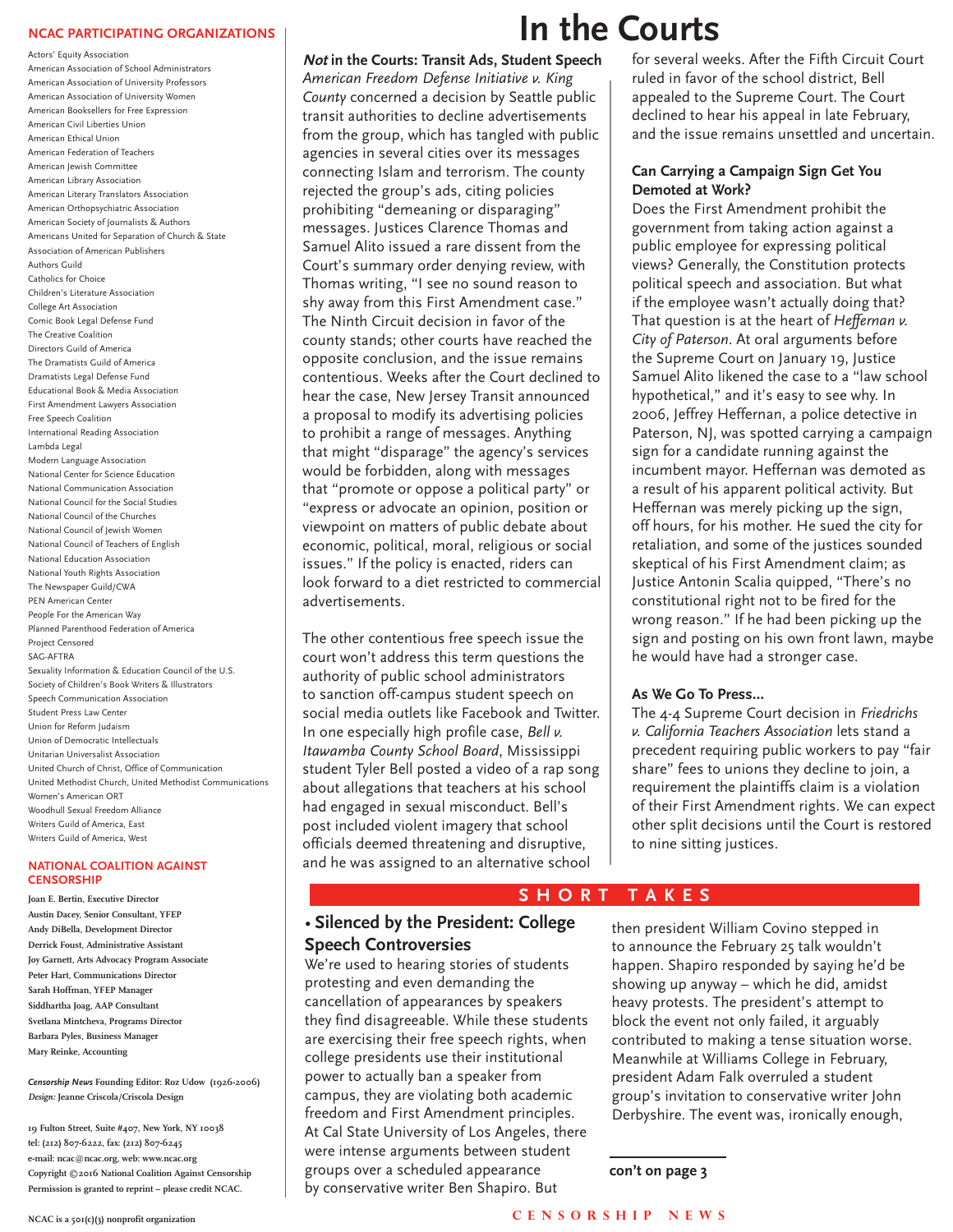## NCAC PARTICIPATING ORGANIZATIONS

Actors' Equity Association
American Association of School Administrators
American Association of University Professors
American Association of University Women
American Booksellers for Free Expression
American Civil Liberties Union
American Ethical Union
American Federation of Teachers
American Jewish Committee
American Library Association
American Literary Translators Association
American Orthopsychiatric Association
American Society of Journalists & Authors
Americans United for Separation of Church & State
Association of American Publishers
Authors Guild
Catholics for Choice
Children's Literature Association
College Art Association
Comic Book Legal Defense Fund
The Creative Coalition
Directors Guild of America
The Dramatists Guild of America
Dramatists Legal Defense Fund
Educational Book & Media Association
First Amendment Lawyers Association
Free Speech Coalition
International Reading Association
Lambda Legal
Modern Language Association
National Center for Science Education
National Communication Association
National Council for the Social Studies
National Council of the Churches
National Council of Jewish Women
National Council of Teachers of English
National Education Association
National Youth Rights Association
The Newspaper Guild/CWA
PEN American Center
People For the American Way
Planned Parenthood Federation of America
Project Censored
SAG-AFTRA
Sexuality Information & Education Council of the U.S.
Society of Children's Book Writers & Illustrators
Speech Communication Association
Student Press Law Center
Union for Reform Judaism
Union of Democratic Intellectuals
Unitarian Universalist Association
United Church of Christ, Office of Communication
United Methodist Church, United Methodist Communications
Women's American ORT
Woodhull Sexual Freedom Alliance
Writers Guild of America, East
Writers Guild of America, West

## NATIONAL COALITION AGAINST CENSORSHIP

**Joan E. Bertin**, Executive Director
**Austin Dacey**, Senior Consultant, YFEP
**Andy DiBella**, Development Director
**Derrick Foust**, Administrative Assistant
**Joy Garnett**, Arts Advocacy Program Associate
**Peter Hart**, Communications Director
**Sarah Hoffman**, YFEP Manager
**Siddhartha Joag**, AAP Consultant
**Svetlana Mintcheva**, Programs Director
**Barbara Pyles**, Business Manager
**Mary Reinke**, Accounting

*Censorship News* Founding Editor: Roz Udow (1926-2006)
*Design:* Jeanne Criscola/Criscola Design

19 Fulton Street, Suite #407, New York, NY 10038
tel: (212) 807-6222, fax: (212) 807-6245
e-mail: ncac@ncac.org, web: www.ncac.org
Copyright ©2016 National Coalition Against Censorship
Permission is granted to reprint – please credit NCAC.

NCAC is a 501(c)(3) nonprofit organization

# In the Courts

### *Not* in the Courts: Transit Ads, Student Speech

*American Freedom Defense Initiative v. King County* concerned a decision by Seattle public transit authorities to decline advertisements from the group, which has tangled with public agencies in several cities over its messages connecting Islam and terrorism. The county rejected the group's ads, citing policies prohibiting "demeaning or disparaging" messages. Justices Clarence Thomas and Samuel Alito issued a rare dissent from the Court's summary order denying review, with Thomas writing, "I see no sound reason to shy away from this First Amendment case." The Ninth Circuit decision in favor of the county stands; other courts have reached the opposite conclusion, and the issue remains contentious. Weeks after the Court declined to hear the case, New Jersey Transit announced a proposal to modify its advertising policies to prohibit a range of messages. Anything that might "disparage" the agency's services would be forbidden, along with messages that "promote or oppose a political party" or "express or advocate an opinion, position or viewpoint on matters of public debate about economic, political, moral, religious or social issues." If the policy is enacted, riders can look forward to a diet restricted to commercial advertisements.

The other contentious free speech issue the court won't address this term questions the authority of public school administrators to sanction off-campus student speech on social media outlets like Facebook and Twitter. In one especially high profile case, *Bell v. Itawamba County School Board*, Mississippi student Tyler Bell posted a video of a rap song about allegations that teachers at his school had engaged in sexual misconduct. Bell's post included violent imagery that school officials deemed threatening and disruptive, and he was assigned to an alternative school for several weeks. After the Fifth Circuit Court ruled in favor of the school district, Bell appealed to the Supreme Court. The Court declined to hear his appeal in late February, and the issue remains unsettled and uncertain.

### Can Carrying a Campaign Sign Get You Demoted at Work?

Does the First Amendment prohibit the government from taking action against a public employee for expressing political views? Generally, the Constitution protects political speech and association. But what if the employee wasn't actually doing that? That question is at the heart of *Heffernan v. City of Paterson*. At oral arguments before the Supreme Court on January 19, Justice Samuel Alito likened the case to a "law school hypothetical," and it's easy to see why. In 2006, Jeffrey Heffernan, a police detective in Paterson, NJ, was spotted carrying a campaign sign for a candidate running against the incumbent mayor. Heffernan was demoted as a result of his apparent political activity. But Heffernan was merely picking up the sign, off hours, for his mother. He sued the city for retaliation, and some of the justices sounded skeptical of his First Amendment claim; as Justice Antonin Scalia quipped, "There's no constitutional right not to be fired for the wrong reason." If he had been picking up the sign and posting on his own front lawn, maybe he would have had a stronger case.

### As We Go To Press…

The 4-4 Supreme Court decision in *Friedrichs v. California Teachers Association* lets stand a precedent requiring public workers to pay "fair share" fees to unions they decline to join, a requirement the plaintiffs claim is a violation of their First Amendment rights. We can expect other split decisions until the Court is restored to nine sitting justices.

## SHORT TAKES

### • Silenced by the President: College Speech Controversies

We're used to hearing stories of students protesting and even demanding the cancellation of appearances by speakers they find disagreeable. While these students are exercising their free speech rights, when college presidents use their institutional power to actually ban a speaker from campus, they are violating both academic freedom and First Amendment principles. At Cal State University of Los Angeles, there were intense arguments between student groups over a scheduled appearance by conservative writer Ben Shapiro. But then president William Covino stepped in to announce the February 25 talk wouldn't happen. Shapiro responded by saying he'd be showing up anyway – which he did, amidst heavy protests. The president's attempt to block the event not only failed, it arguably contributed to making a tense situation worse. Meanwhile at Williams College in February, president Adam Falk overruled a student group's invitation to conservative writer John Derbyshire. The event was, ironically enough,

**con't on page 3**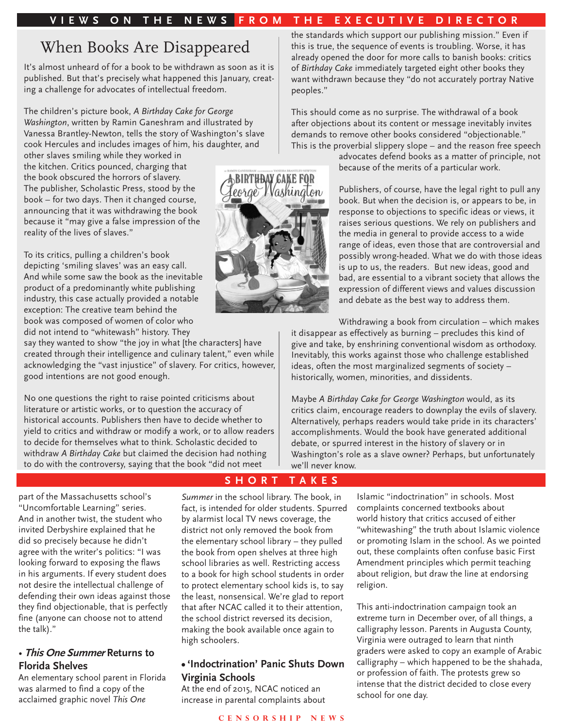VIEWS ON THE NEWS FROM THE EXECUTIVE DIRECTOR

# When Books Are Disappeared

It's almost unheard of for a book to be withdrawn as soon as it is published. But that's precisely what happened this January, creating a challenge for advocates of intellectual freedom.

The children's picture book, *A Birthday Cake for George Washington*, written by Ramin Ganeshram and illustrated by Vanessa Brantley-Newton, tells the story of Washington's slave cook Hercules and includes images of him, his daughter, and other slaves smiling while they worked in the kitchen. Critics pounced, charging that the book obscured the horrors of slavery. The publisher, Scholastic Press, stood by the book – for two days. Then it changed course, announcing that it was withdrawing the book because it "may give a false impression of the reality of the lives of slaves."

To its critics, pulling a children's book depicting 'smiling slaves' was an easy call. And while some saw the book as the inevitable product of a predominantly white publishing industry, this case actually provided a notable exception: The creative team behind the book was composed of women of color who did not intend to "whitewash" history. They say they wanted to show "the joy in what [the characters] have created through their intelligence and culinary talent," even while acknowledging the "vast injustice" of slavery. For critics, however, good intentions are not good enough.

No one questions the right to raise pointed criticisms about literature or artistic works, or to question the accuracy of historical accounts. Publishers then have to decide whether to yield to critics and withdraw or modify a work, or to allow readers to decide for themselves what to think. Scholastic decided to withdraw *A Birthday Cake* but claimed the decision had nothing to do with the controversy, saying that the book "did not meet the standards which support our publishing mission." Even if this is true, the sequence of events is troubling. Worse, it has already opened the door for more calls to banish books: critics of *Birthday Cake* immediately targeted eight other books they want withdrawn because they "do not accurately portray Native peoples."

This should come as no surprise. The withdrawal of a book after objections about its content or message inevitably invites demands to remove other books considered "objectionable." This is the proverbial slippery slope – and the reason free speech advocates defend books as a matter of principle, not because of the merits of a particular work.

Publishers, of course, have the legal right to pull any book. But when the decision is, or appears to be, in response to objections to specific ideas or views, it raises serious questions. We rely on publishers and the media in general to provide access to a wide range of ideas, even those that are controversial and possibly wrong-headed. What we do with those ideas is up to us, the readers. But new ideas, good and bad, are essential to a vibrant society that allows the expression of different views and values discussion and debate as the best way to address them.

Withdrawing a book from circulation – which makes it disappear as effectively as burning – precludes this kind of give and take, by enshrining conventional wisdom as orthodoxy. Inevitably, this works against those who challenge established ideas, often the most marginalized segments of society – historically, women, minorities, and dissidents.

Maybe *A Birthday Cake for George Washington* would, as its critics claim, encourage readers to downplay the evils of slavery. Alternatively, perhaps readers would take pride in its characters' accomplishments. Would the book have generated additional debate, or spurred interest in the history of slavery or in Washington's role as a slave owner? Perhaps, but unfortunately we'll never know.

## SHORT TAKES

part of the Massachusetts school's "Uncomfortable Learning" series. And in another twist, the student who invited Derbyshire explained that he did so precisely because he didn't agree with the writer's politics: "I was looking forward to exposing the flaws in his arguments. If every student does not desire the intellectual challenge of defending their own ideas against those they find objectionable, that is perfectly fine (anyone can choose not to attend the talk)."

### • *This One Summer* Returns to Florida Shelves

An elementary school parent in Florida was alarmed to find a copy of the acclaimed graphic novel *This One Summer* in the school library. The book, in fact, is intended for older students. Spurred by alarmist local TV news coverage, the district not only removed the book from the elementary school library – they pulled the book from open shelves at three high school libraries as well. Restricting access to a book for high school students in order to protect elementary school kids is, to say the least, nonsensical. We're glad to report that after NCAC called it to their attention, the school district reversed its decision, making the book available once again to high schoolers.

### • 'Indoctrination' Panic Shuts Down Virginia Schools

At the end of 2015, NCAC noticed an increase in parental complaints about Islamic "indoctrination" in schools. Most complaints concerned textbooks about world history that critics accused of either "whitewashing" the truth about Islamic violence or promoting Islam in the school. As we pointed out, these complaints often confuse basic First Amendment principles which permit teaching about religion, but draw the line at endorsing religion.

This anti-indoctrination campaign took an extreme turn in December over, of all things, a calligraphy lesson. Parents in Augusta County, Virginia were outraged to learn that ninth graders were asked to copy an example of Arabic calligraphy – which happened to be the shahada, or profession of faith. The protests grew so intense that the district decided to close every school for one day.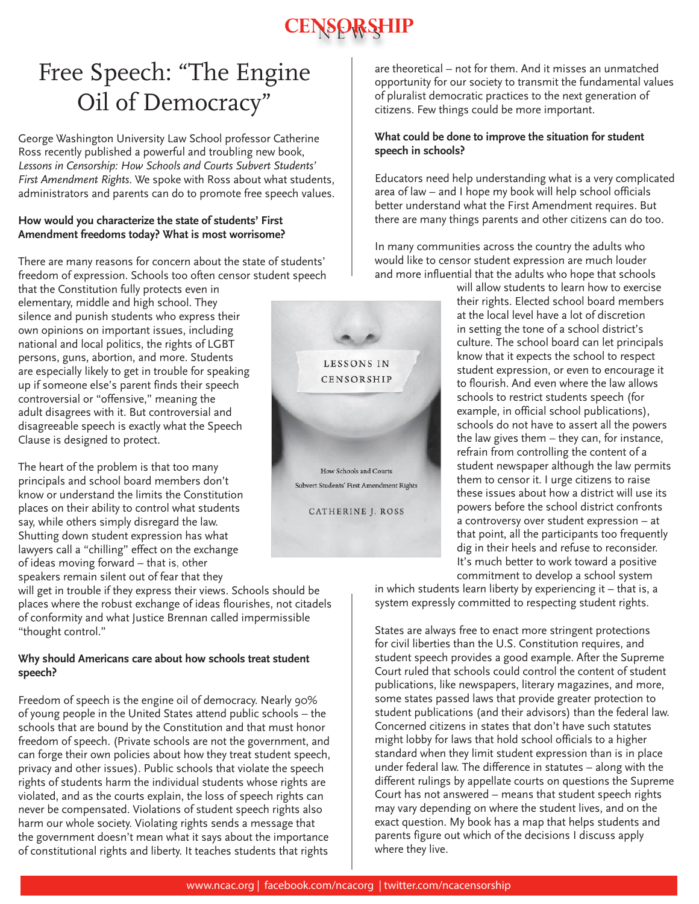# Free Speech: "The Engine Oil of Democracy"

George Washington University Law School professor Catherine Ross recently published a powerful and troubling new book, *Lessons in Censorship: How Schools and Courts Subvert Students' First Amendment Rights.* We spoke with Ross about what students, administrators and parents can do to promote free speech values.

**How would you characterize the state of students' First Amendment freedoms today? What is most worrisome?**

There are many reasons for concern about the state of students' freedom of expression. Schools too often censor student speech that the Constitution fully protects even in elementary, middle and high school. They silence and punish students who express their own opinions on important issues, including national and local politics, the rights of LGBT persons, guns, abortion, and more. Students are especially likely to get in trouble for speaking up if someone else's parent finds their speech controversial or "offensive," meaning the adult disagrees with it. But controversial and disagreeable speech is exactly what the Speech Clause is designed to protect.

The heart of the problem is that too many principals and school board members don't know or understand the limits the Constitution places on their ability to control what students say, while others simply disregard the law. Shutting down student expression has what lawyers call a "chilling" effect on the exchange of ideas moving forward – that is, other speakers remain silent out of fear that they will get in trouble if they express their views. Schools should be places where the robust exchange of ideas flourishes, not citadels of conformity and what Justice Brennan called impermissible "thought control."

**Why should Americans care about how schools treat student speech?**

Freedom of speech is the engine oil of democracy. Nearly 90% of young people in the United States attend public schools – the schools that are bound by the Constitution and that must honor freedom of speech. (Private schools are not the government, and can forge their own policies about how they treat student speech, privacy and other issues). Public schools that violate the speech rights of students harm the individual students whose rights are violated, and as the courts explain, the loss of speech rights can never be compensated. Violations of student speech rights also harm our whole society. Violating rights sends a message that the government doesn't mean what it says about the importance of constitutional rights and liberty. It teaches students that rights are theoretical – not for them. And it misses an unmatched opportunity for our society to transmit the fundamental values of pluralist democratic practices to the next generation of citizens. Few things could be more important.

**What could be done to improve the situation for student speech in schools?**

Educators need help understanding what is a very complicated area of law – and I hope my book will help school officials better understand what the First Amendment requires. But there are many things parents and other citizens can do too.

In many communities across the country the adults who would like to censor student expression are much louder and more influential that the adults who hope that schools will allow students to learn how to exercise their rights. Elected school board members at the local level have a lot of discretion in setting the tone of a school district's culture. The school board can let principals know that it expects the school to respect student expression, or even to encourage it to flourish. And even where the law allows schools to restrict students speech (for example, in official school publications), schools do not have to assert all the powers the law gives them – they can, for instance, refrain from controlling the content of a student newspaper although the law permits them to censor it. I urge citizens to raise these issues about how a district will use its powers before the school district confronts a controversy over student expression – at that point, all the participants too frequently dig in their heels and refuse to reconsider. It's much better to work toward a positive commitment to develop a school system in which students learn liberty by experiencing it – that is, a system expressly committed to respecting student rights.

States are always free to enact more stringent protections for civil liberties than the U.S. Constitution requires, and student speech provides a good example. After the Supreme Court ruled that schools could control the content of student publications, like newspapers, literary magazines, and more, some states passed laws that provide greater protection to student publications (and their advisors) than the federal law. Concerned citizens in states that don't have such statutes might lobby for laws that hold school officials to a higher standard when they limit student expression than is in place under federal law. The difference in statutes – along with the different rulings by appellate courts on questions the Supreme Court has not answered – means that student speech rights may vary depending on where the student lives, and on the exact question. My book has a map that helps students and parents figure out which of the decisions I discuss apply where they live.